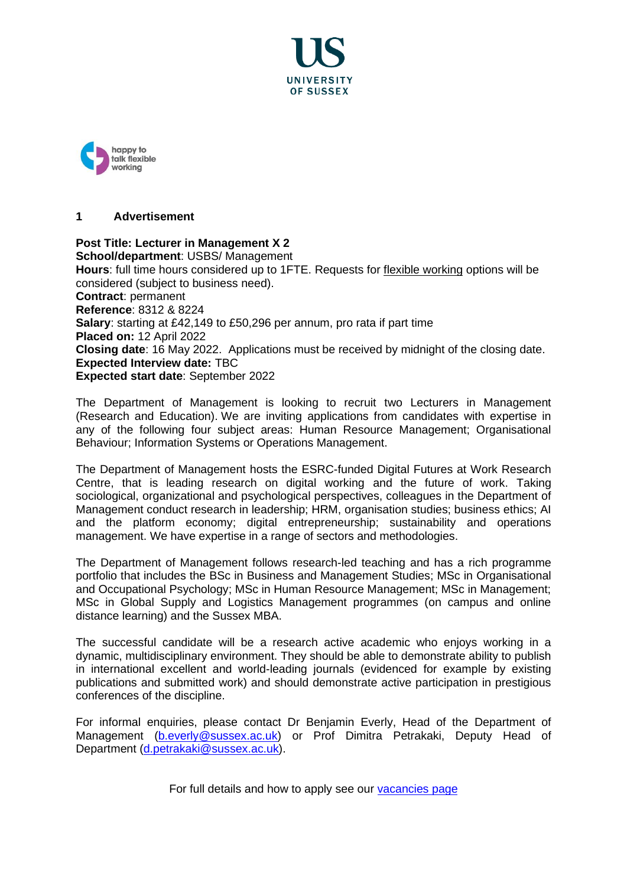UNIVERSITY OF SUSSEX

happy to talk flexible working

## 1 Advertisement

**Post Title: Lecturer in Management X 2**
**School/department**: USBS/ Management
**Hours**: full time hours considered up to 1FTE. Requests for flexible working options will be considered (subject to business need).
**Contract**: permanent
**Reference**: 8312 & 8224
**Salary**: starting at £42,149 to £50,296 per annum, pro rata if part time
**Placed on:** 12 April 2022
**Closing date**: 16 May 2022. Applications must be received by midnight of the closing date.
**Expected Interview date:** TBC
**Expected start date**: September 2022

The Department of Management is looking to recruit two Lecturers in Management (Research and Education). We are inviting applications from candidates with expertise in any of the following four subject areas: Human Resource Management; Organisational Behaviour; Information Systems or Operations Management.

The Department of Management hosts the ESRC-funded Digital Futures at Work Research Centre, that is leading research on digital working and the future of work. Taking sociological, organizational and psychological perspectives, colleagues in the Department of Management conduct research in leadership; HRM, organisation studies; business ethics; AI and the platform economy; digital entrepreneurship; sustainability and operations management. We have expertise in a range of sectors and methodologies.

The Department of Management follows research-led teaching and has a rich programme portfolio that includes the BSc in Business and Management Studies; MSc in Organisational and Occupational Psychology; MSc in Human Resource Management; MSc in Management; MSc in Global Supply and Logistics Management programmes (on campus and online distance learning) and the Sussex MBA.

The successful candidate will be a research active academic who enjoys working in a dynamic, multidisciplinary environment. They should be able to demonstrate ability to publish in international excellent and world-leading journals (evidenced for example by existing publications and submitted work) and should demonstrate active participation in prestigious conferences of the discipline.

For informal enquiries, please contact Dr Benjamin Everly, Head of the Department of Management (b.everly@sussex.ac.uk) or Prof Dimitra Petrakaki, Deputy Head of Department (d.petrakaki@sussex.ac.uk).

For full details and how to apply see our vacancies page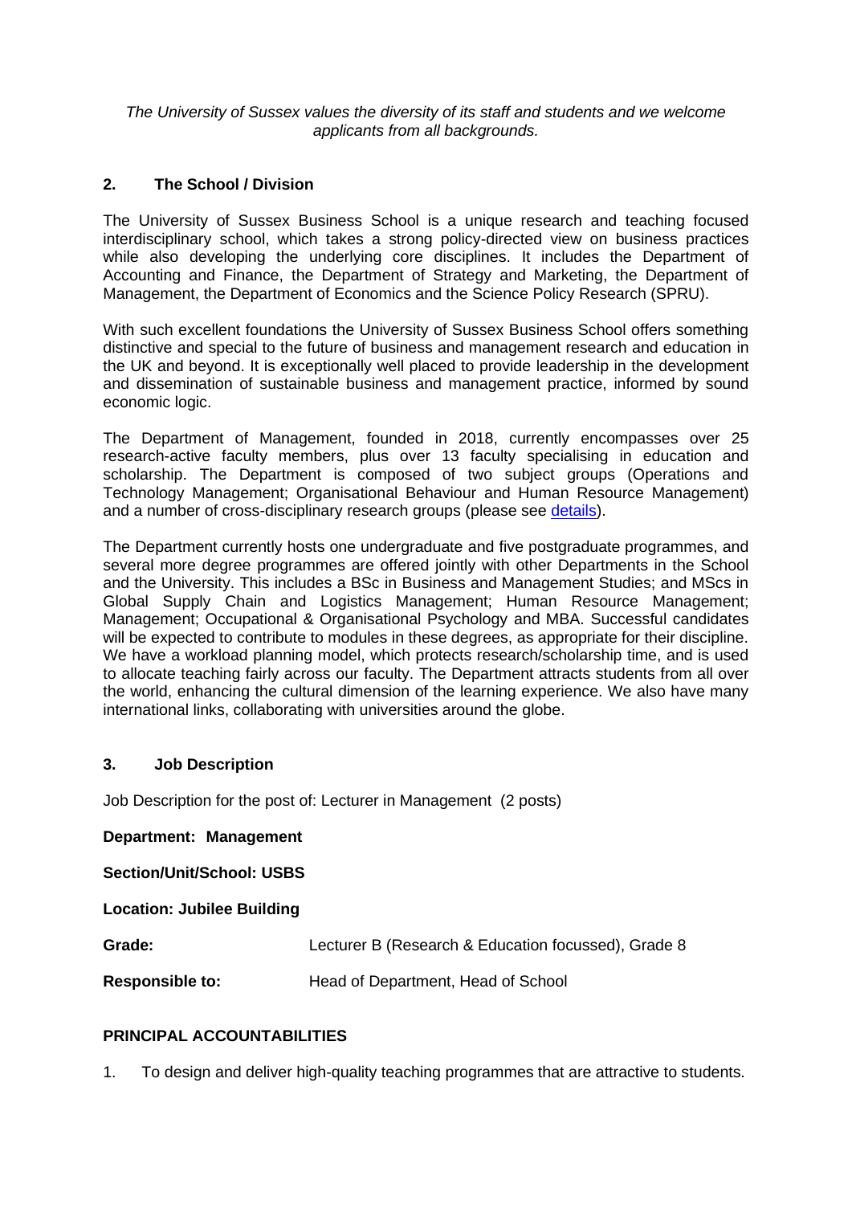*The University of Sussex values the diversity of its staff and students and we welcome applicants from all backgrounds.*

## 2. The School / Division

The University of Sussex Business School is a unique research and teaching focused interdisciplinary school, which takes a strong policy-directed view on business practices while also developing the underlying core disciplines. It includes the Department of Accounting and Finance, the Department of Strategy and Marketing, the Department of Management, the Department of Economics and the Science Policy Research (SPRU).

With such excellent foundations the University of Sussex Business School offers something distinctive and special to the future of business and management research and education in the UK and beyond. It is exceptionally well placed to provide leadership in the development and dissemination of sustainable business and management practice, informed by sound economic logic.

The Department of Management, founded in 2018, currently encompasses over 25 research-active faculty members, plus over 13 faculty specialising in education and scholarship. The Department is composed of two subject groups (Operations and Technology Management; Organisational Behaviour and Human Resource Management) and a number of cross-disciplinary research groups (please see details).

The Department currently hosts one undergraduate and five postgraduate programmes, and several more degree programmes are offered jointly with other Departments in the School and the University. This includes a BSc in Business and Management Studies; and MScs in Global Supply Chain and Logistics Management; Human Resource Management; Management; Occupational & Organisational Psychology and MBA. Successful candidates will be expected to contribute to modules in these degrees, as appropriate for their discipline. We have a workload planning model, which protects research/scholarship time, and is used to allocate teaching fairly across our faculty. The Department attracts students from all over the world, enhancing the cultural dimension of the learning experience. We also have many international links, collaborating with universities around the globe.

## 3. Job Description

Job Description for the post of: Lecturer in Management (2 posts)

**Department: Management**

**Section/Unit/School: USBS**

**Location: Jubilee Building**

**Grade:** Lecturer B (Research & Education focussed), Grade 8

**Responsible to:** Head of Department, Head of School

### PRINCIPAL ACCOUNTABILITIES

1. To design and deliver high-quality teaching programmes that are attractive to students.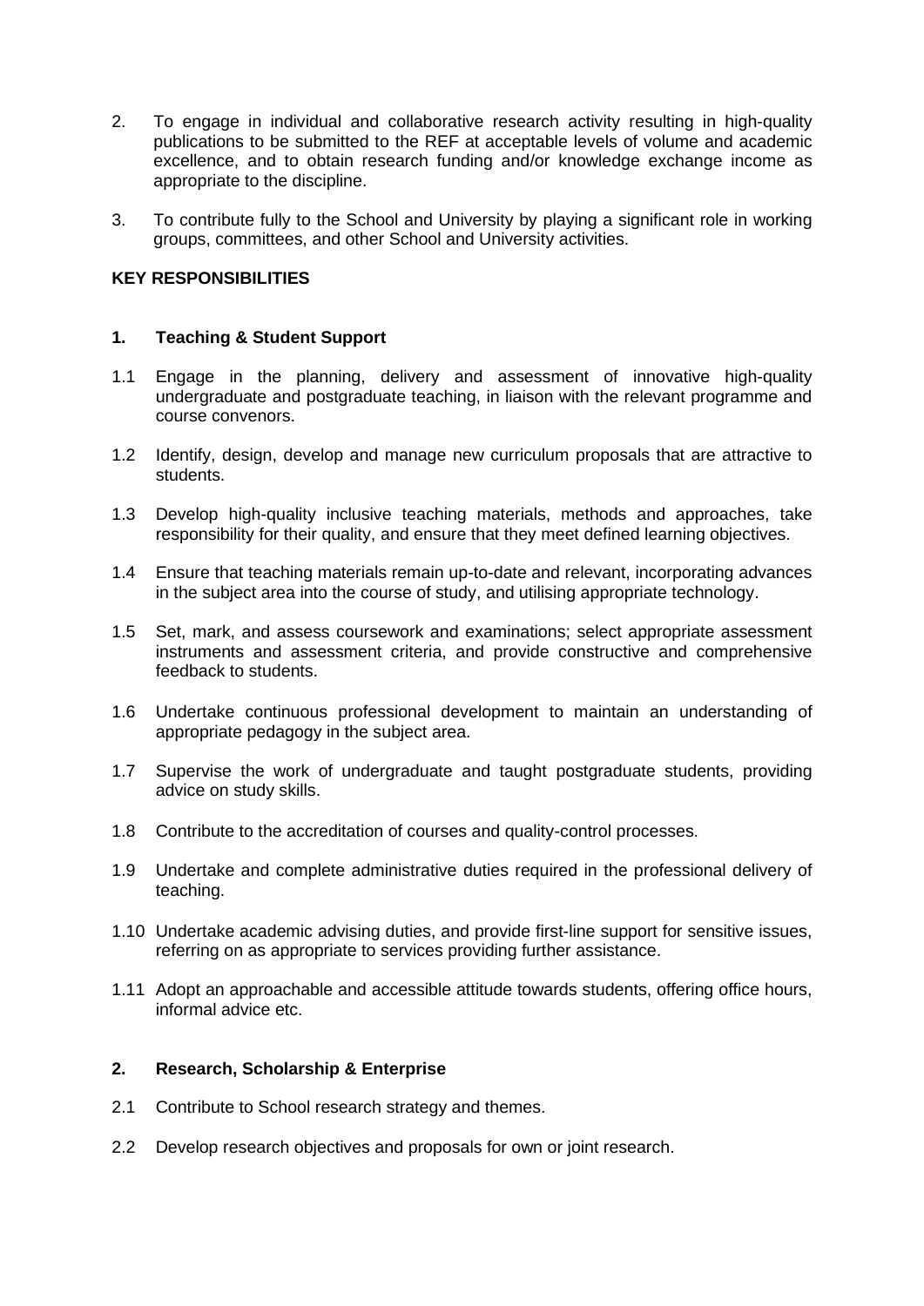2. To engage in individual and collaborative research activity resulting in high-quality publications to be submitted to the REF at acceptable levels of volume and academic excellence, and to obtain research funding and/or knowledge exchange income as appropriate to the discipline.

3. To contribute fully to the School and University by playing a significant role in working groups, committees, and other School and University activities.

## KEY RESPONSIBILITIES

### 1. Teaching & Student Support

1.1 Engage in the planning, delivery and assessment of innovative high-quality undergraduate and postgraduate teaching, in liaison with the relevant programme and course convenors.

1.2 Identify, design, develop and manage new curriculum proposals that are attractive to students.

1.3 Develop high-quality inclusive teaching materials, methods and approaches, take responsibility for their quality, and ensure that they meet defined learning objectives.

1.4 Ensure that teaching materials remain up-to-date and relevant, incorporating advances in the subject area into the course of study, and utilising appropriate technology.

1.5 Set, mark, and assess coursework and examinations; select appropriate assessment instruments and assessment criteria, and provide constructive and comprehensive feedback to students.

1.6 Undertake continuous professional development to maintain an understanding of appropriate pedagogy in the subject area.

1.7 Supervise the work of undergraduate and taught postgraduate students, providing advice on study skills.

1.8 Contribute to the accreditation of courses and quality-control processes.

1.9 Undertake and complete administrative duties required in the professional delivery of teaching.

1.10 Undertake academic advising duties, and provide first-line support for sensitive issues, referring on as appropriate to services providing further assistance.

1.11 Adopt an approachable and accessible attitude towards students, offering office hours, informal advice etc.

### 2. Research, Scholarship & Enterprise

2.1 Contribute to School research strategy and themes.

2.2 Develop research objectives and proposals for own or joint research.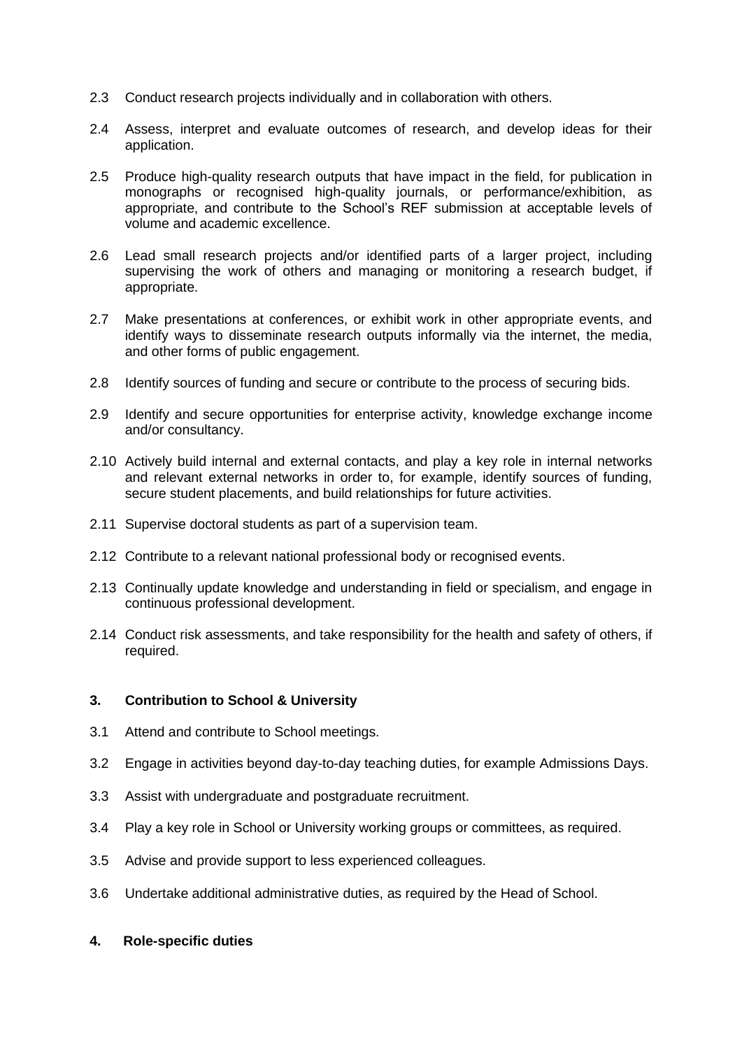2.3 Conduct research projects individually and in collaboration with others.

2.4 Assess, interpret and evaluate outcomes of research, and develop ideas for their application.

2.5 Produce high-quality research outputs that have impact in the field, for publication in monographs or recognised high-quality journals, or performance/exhibition, as appropriate, and contribute to the School's REF submission at acceptable levels of volume and academic excellence.

2.6 Lead small research projects and/or identified parts of a larger project, including supervising the work of others and managing or monitoring a research budget, if appropriate.

2.7 Make presentations at conferences, or exhibit work in other appropriate events, and identify ways to disseminate research outputs informally via the internet, the media, and other forms of public engagement.

2.8 Identify sources of funding and secure or contribute to the process of securing bids.

2.9 Identify and secure opportunities for enterprise activity, knowledge exchange income and/or consultancy.

2.10 Actively build internal and external contacts, and play a key role in internal networks and relevant external networks in order to, for example, identify sources of funding, secure student placements, and build relationships for future activities.

2.11 Supervise doctoral students as part of a supervision team.

2.12 Contribute to a relevant national professional body or recognised events.

2.13 Continually update knowledge and understanding in field or specialism, and engage in continuous professional development.

2.14 Conduct risk assessments, and take responsibility for the health and safety of others, if required.

## 3. Contribution to School & University

3.1 Attend and contribute to School meetings.

3.2 Engage in activities beyond day-to-day teaching duties, for example Admissions Days.

3.3 Assist with undergraduate and postgraduate recruitment.

3.4 Play a key role in School or University working groups or committees, as required.

3.5 Advise and provide support to less experienced colleagues.

3.6 Undertake additional administrative duties, as required by the Head of School.

## 4. Role-specific duties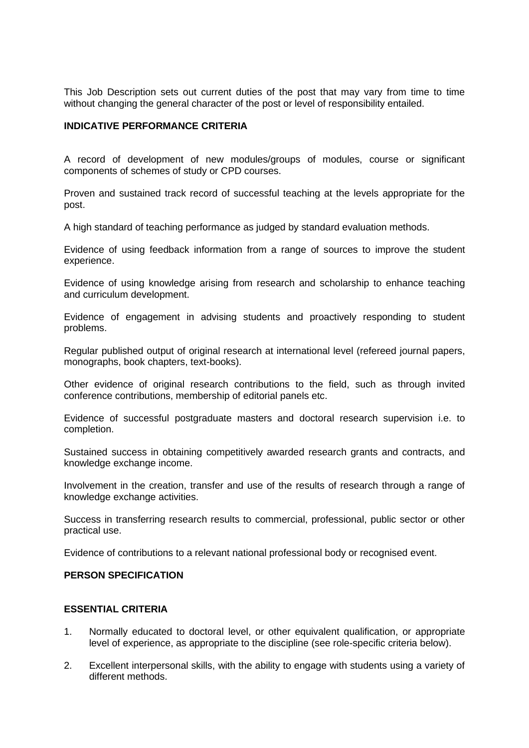This Job Description sets out current duties of the post that may vary from time to time without changing the general character of the post or level of responsibility entailed.

**INDICATIVE PERFORMANCE CRITERIA**

A record of development of new modules/groups of modules, course or significant components of schemes of study or CPD courses.

Proven and sustained track record of successful teaching at the levels appropriate for the post.

A high standard of teaching performance as judged by standard evaluation methods.

Evidence of using feedback information from a range of sources to improve the student experience.

Evidence of using knowledge arising from research and scholarship to enhance teaching and curriculum development.

Evidence of engagement in advising students and proactively responding to student problems.

Regular published output of original research at international level (refereed journal papers, monographs, book chapters, text-books).

Other evidence of original research contributions to the field, such as through invited conference contributions, membership of editorial panels etc.

Evidence of successful postgraduate masters and doctoral research supervision i.e. to completion.

Sustained success in obtaining competitively awarded research grants and contracts, and knowledge exchange income.

Involvement in the creation, transfer and use of the results of research through a range of knowledge exchange activities.

Success in transferring research results to commercial, professional, public sector or other practical use.

Evidence of contributions to a relevant national professional body or recognised event.

**PERSON SPECIFICATION**

**ESSENTIAL CRITERIA**

1. Normally educated to doctoral level, or other equivalent qualification, or appropriate level of experience, as appropriate to the discipline (see role-specific criteria below).

2. Excellent interpersonal skills, with the ability to engage with students using a variety of different methods.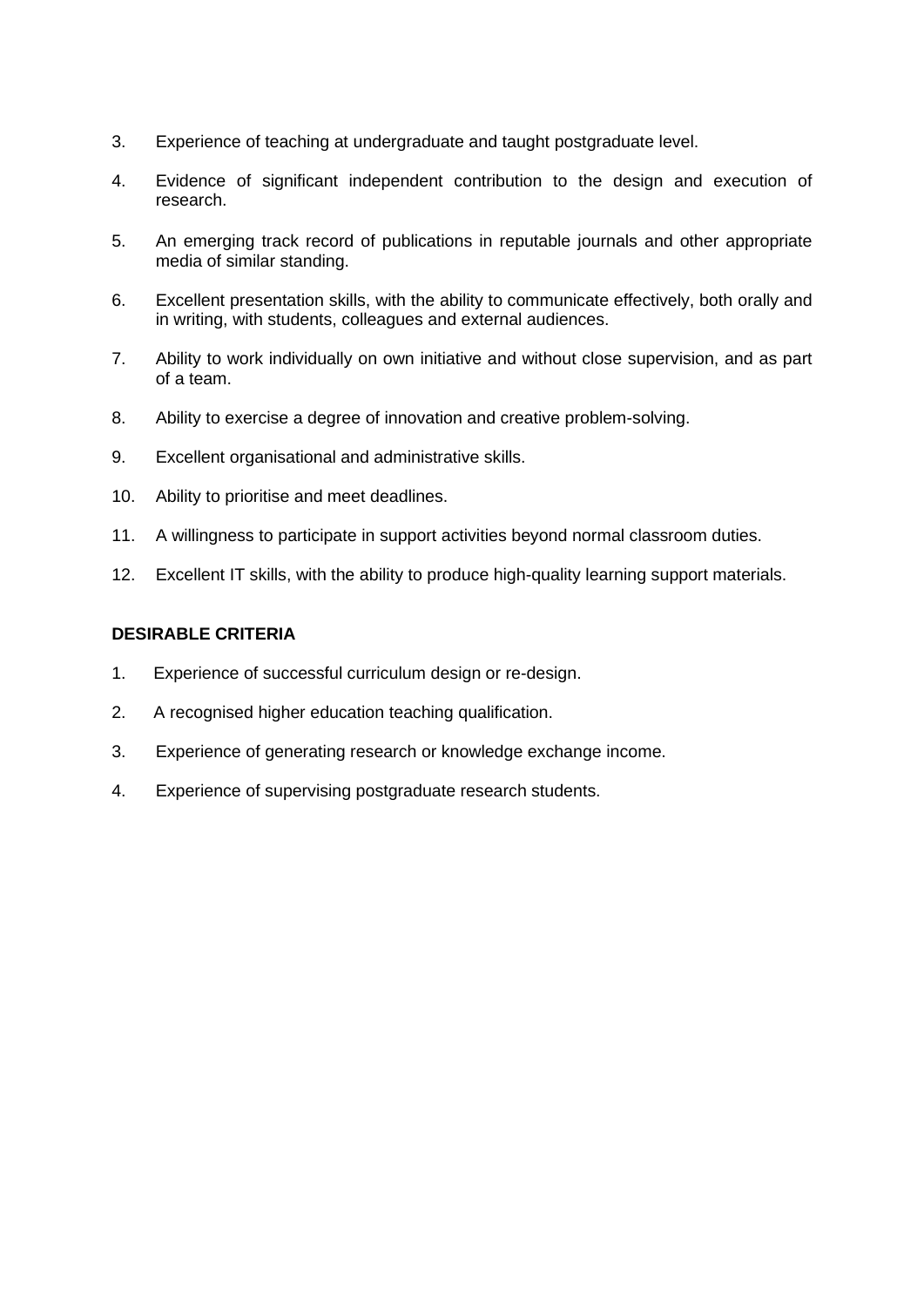3. Experience of teaching at undergraduate and taught postgraduate level.

4. Evidence of significant independent contribution to the design and execution of research.

5. An emerging track record of publications in reputable journals and other appropriate media of similar standing.

6. Excellent presentation skills, with the ability to communicate effectively, both orally and in writing, with students, colleagues and external audiences.

7. Ability to work individually on own initiative and without close supervision, and as part of a team.

8. Ability to exercise a degree of innovation and creative problem-solving.

9. Excellent organisational and administrative skills.

10. Ability to prioritise and meet deadlines.

11. A willingness to participate in support activities beyond normal classroom duties.

12. Excellent IT skills, with the ability to produce high-quality learning support materials.

**DESIRABLE CRITERIA**

1. Experience of successful curriculum design or re-design.

2. A recognised higher education teaching qualification.

3. Experience of generating research or knowledge exchange income.

4. Experience of supervising postgraduate research students.